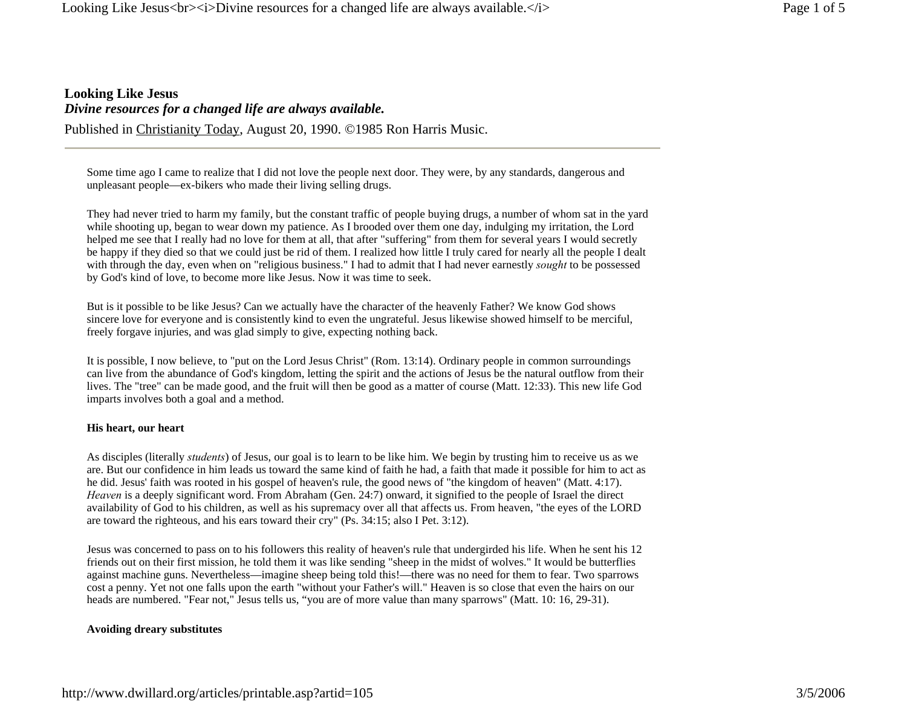# Looking Like Jesus

***Divine resources for a changed life are always available.***

Published in Christianity Today, August 20, 1990. ©1985 Ron Harris Music.

---

Some time ago I came to realize that I did not love the people next door. They were, by any standards, dangerous and unpleasant people—ex-bikers who made their living selling drugs.

They had never tried to harm my family, but the constant traffic of people buying drugs, a number of whom sat in the yard while shooting up, began to wear down my patience. As I brooded over them one day, indulging my irritation, the Lord helped me see that I really had no love for them at all, that after "suffering" from them for several years I would secretly be happy if they died so that we could just be rid of them. I realized how little I truly cared for nearly all the people I dealt with through the day, even when on "religious business." I had to admit that I had never earnestly *sought* to be possessed by God's kind of love, to become more like Jesus. Now it was time to seek.

But is it possible to be like Jesus? Can we actually have the character of the heavenly Father? We know God shows sincere love for everyone and is consistently kind to even the ungrateful. Jesus likewise showed himself to be merciful, freely forgave injuries, and was glad simply to give, expecting nothing back.

It is possible, I now believe, to "put on the Lord Jesus Christ" (Rom. 13:14). Ordinary people in common surroundings can live from the abundance of God's kingdom, letting the spirit and the actions of Jesus be the natural outflow from their lives. The "tree" can be made good, and the fruit will then be good as a matter of course (Matt. 12:33). This new life God imparts involves both a goal and a method.

### His heart, our heart

As disciples (literally *students*) of Jesus, our goal is to learn to be like him. We begin by trusting him to receive us as we are. But our confidence in him leads us toward the same kind of faith he had, a faith that made it possible for him to act as he did. Jesus' faith was rooted in his gospel of heaven's rule, the good news of "the kingdom of heaven" (Matt. 4:17). *Heaven* is a deeply significant word. From Abraham (Gen. 24:7) onward, it signified to the people of Israel the direct availability of God to his children, as well as his supremacy over all that affects us. From heaven, "the eyes of the LORD are toward the righteous, and his ears toward their cry" (Ps. 34:15; also I Pet. 3:12).

Jesus was concerned to pass on to his followers this reality of heaven's rule that undergirded his life. When he sent his 12 friends out on their first mission, he told them it was like sending "sheep in the midst of wolves." It would be butterflies against machine guns. Nevertheless—imagine sheep being told this!—there was no need for them to fear. Two sparrows cost a penny. Yet not one falls upon the earth "without your Father's will." Heaven is so close that even the hairs on our heads are numbered. "Fear not," Jesus tells us, "you are of more value than many sparrows" (Matt. 10: 16, 29-31).

### Avoiding dreary substitutes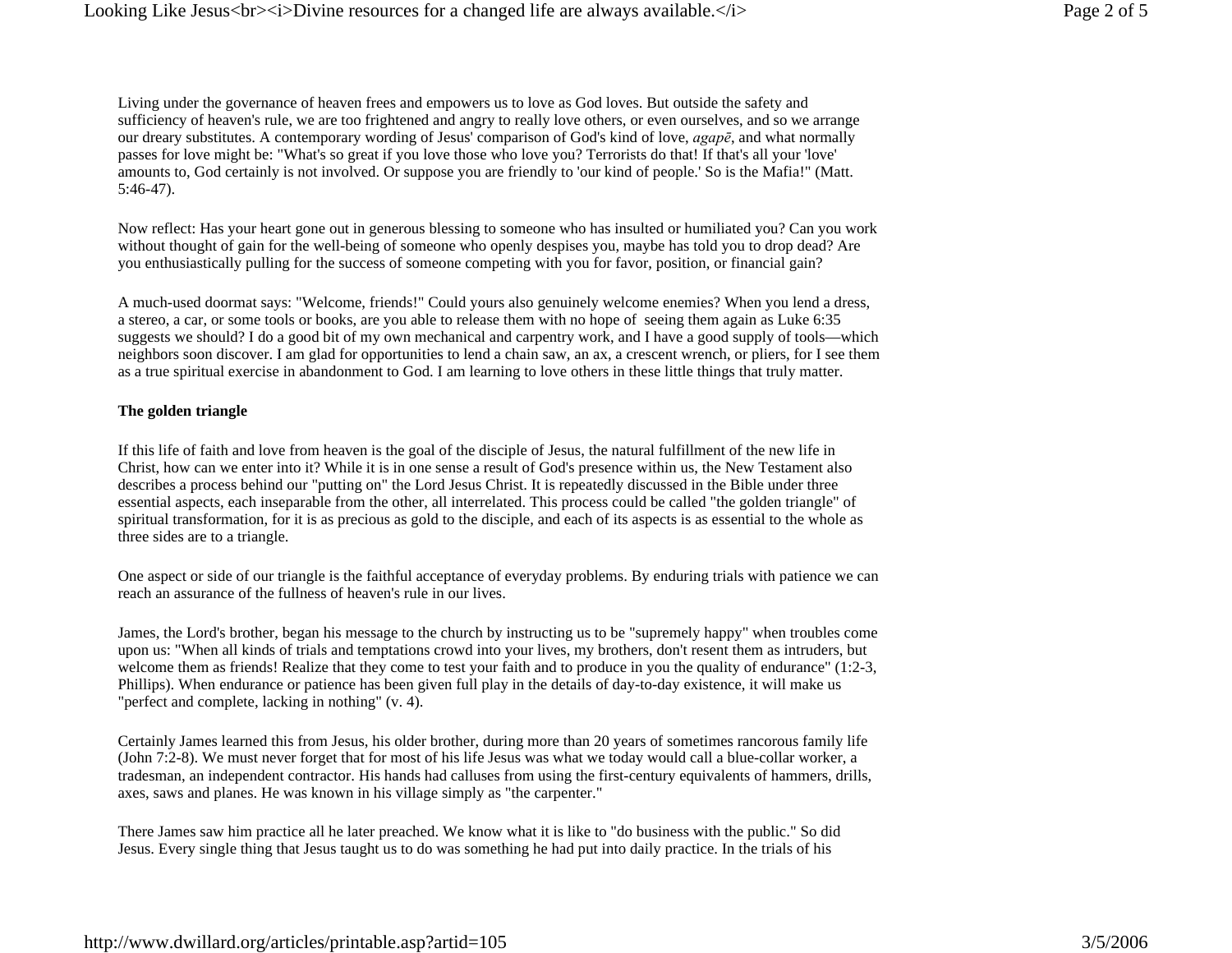Living under the governance of heaven frees and empowers us to love as God loves. But outside the safety and sufficiency of heaven's rule, we are too frightened and angry to really love others, or even ourselves, and so we arrange our dreary substitutes. A contemporary wording of Jesus' comparison of God's kind of love, *agapē*, and what normally passes for love might be: "What's so great if you love those who love you? Terrorists do that! If that's all your 'love' amounts to, God certainly is not involved. Or suppose you are friendly to 'our kind of people.' So is the Mafia!" (Matt. 5:46-47).

Now reflect: Has your heart gone out in generous blessing to someone who has insulted or humiliated you? Can you work without thought of gain for the well-being of someone who openly despises you, maybe has told you to drop dead? Are you enthusiastically pulling for the success of someone competing with you for favor, position, or financial gain?

A much-used doormat says: "Welcome, friends!" Could yours also genuinely welcome enemies? When you lend a dress, a stereo, a car, or some tools or books, are you able to release them with no hope of seeing them again as Luke 6:35 suggests we should? I do a good bit of my own mechanical and carpentry work, and I have a good supply of tools—which neighbors soon discover. I am glad for opportunities to lend a chain saw, an ax, a crescent wrench, or pliers, for I see them as a true spiritual exercise in abandonment to God. I am learning to love others in these little things that truly matter.

**The golden triangle**

If this life of faith and love from heaven is the goal of the disciple of Jesus, the natural fulfillment of the new life in Christ, how can we enter into it? While it is in one sense a result of God's presence within us, the New Testament also describes a process behind our "putting on" the Lord Jesus Christ. It is repeatedly discussed in the Bible under three essential aspects, each inseparable from the other, all interrelated. This process could be called "the golden triangle" of spiritual transformation, for it is as precious as gold to the disciple, and each of its aspects is as essential to the whole as three sides are to a triangle.

One aspect or side of our triangle is the faithful acceptance of everyday problems. By enduring trials with patience we can reach an assurance of the fullness of heaven's rule in our lives.

James, the Lord's brother, began his message to the church by instructing us to be "supremely happy" when troubles come upon us: "When all kinds of trials and temptations crowd into your lives, my brothers, don't resent them as intruders, but welcome them as friends! Realize that they come to test your faith and to produce in you the quality of endurance" (1:2-3, Phillips). When endurance or patience has been given full play in the details of day-to-day existence, it will make us "perfect and complete, lacking in nothing" (v. 4).

Certainly James learned this from Jesus, his older brother, during more than 20 years of sometimes rancorous family life (John 7:2-8). We must never forget that for most of his life Jesus was what we today would call a blue-collar worker, a tradesman, an independent contractor. His hands had calluses from using the first-century equivalents of hammers, drills, axes, saws and planes. He was known in his village simply as "the carpenter."

There James saw him practice all he later preached. We know what it is like to "do business with the public." So did Jesus. Every single thing that Jesus taught us to do was something he had put into daily practice. In the trials of his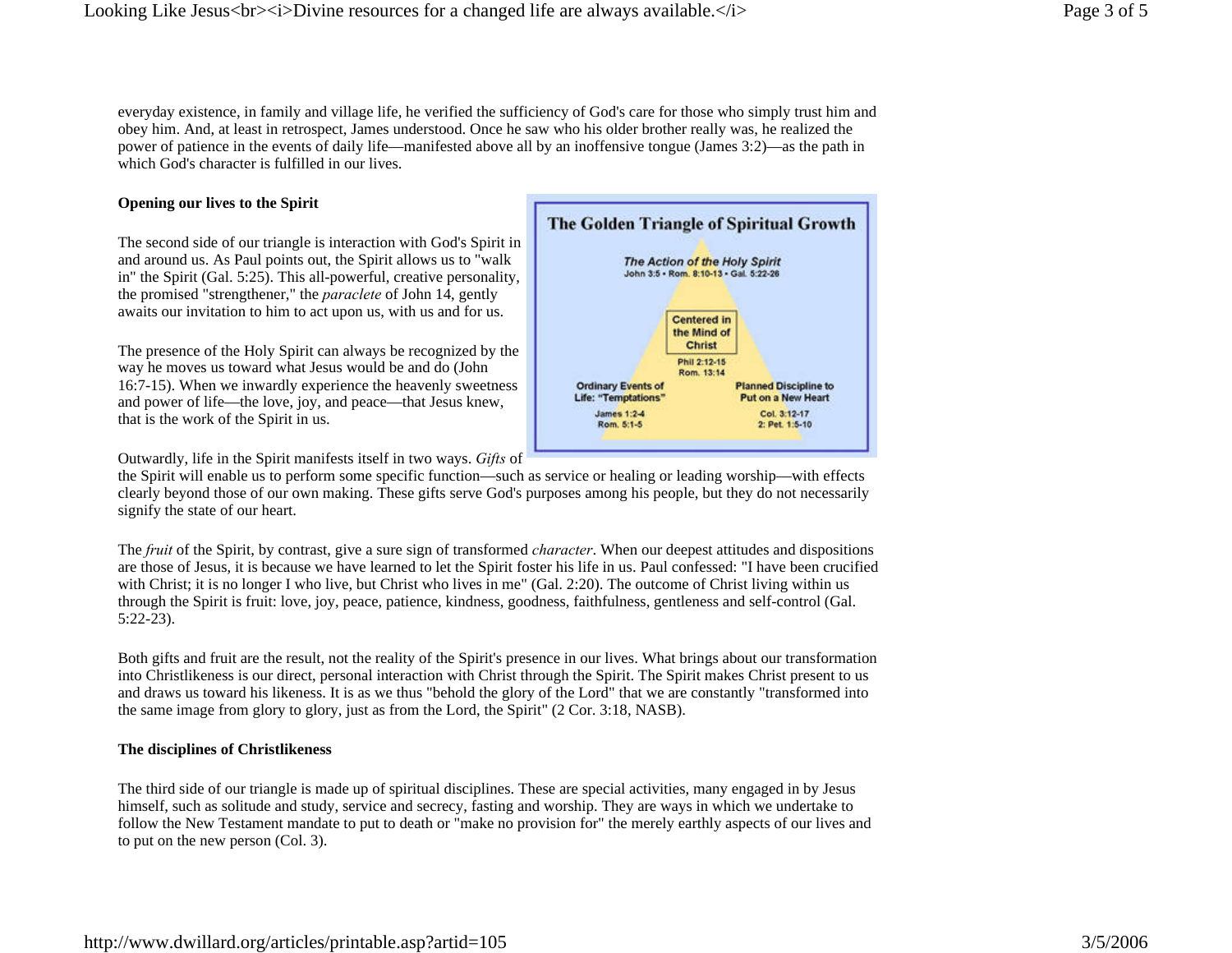everyday existence, in family and village life, he verified the sufficiency of God's care for those who simply trust him and obey him. And, at least in retrospect, James understood. Once he saw who his older brother really was, he realized the power of patience in the events of daily life—manifested above all by an inoffensive tongue (James 3:2)—as the path in which God's character is fulfilled in our lives.

**Opening our lives to the Spirit**

**The Golden Triangle of Spiritual Growth**

*The Action of the Holy Spirit*
John 3:5 • Rom. 8:10-13 • Gal. 5:22-26

Centered in the Mind of Christ
Phil 2:12-15
Rom. 13:14

Ordinary Events of Life: "Temptations"
James 1:2-4
Rom. 5:1-5

Planned Discipline to Put on a New Heart
Col. 3:12-17
2: Pet. 1:5-10

The second side of our triangle is interaction with God's Spirit in and around us. As Paul points out, the Spirit allows us to "walk in" the Spirit (Gal. 5:25). This all-powerful, creative personality, the promised "strengthener," the *paraclete* of John 14, gently awaits our invitation to him to act upon us, with us and for us.

The presence of the Holy Spirit can always be recognized by the way he moves us toward what Jesus would be and do (John 16:7-15). When we inwardly experience the heavenly sweetness and power of life—the love, joy, and peace—that Jesus knew, that is the work of the Spirit in us.

Outwardly, life in the Spirit manifests itself in two ways. *Gifts* of the Spirit will enable us to perform some specific function—such as service or healing or leading worship—with effects clearly beyond those of our own making. These gifts serve God's purposes among his people, but they do not necessarily signify the state of our heart.

The *fruit* of the Spirit, by contrast, give a sure sign of transformed *character*. When our deepest attitudes and dispositions are those of Jesus, it is because we have learned to let the Spirit foster his life in us. Paul confessed: "I have been crucified with Christ; it is no longer I who live, but Christ who lives in me" (Gal. 2:20). The outcome of Christ living within us through the Spirit is fruit: love, joy, peace, patience, kindness, goodness, faithfulness, gentleness and self-control (Gal. 5:22-23).

Both gifts and fruit are the result, not the reality of the Spirit's presence in our lives. What brings about our transformation into Christlikeness is our direct, personal interaction with Christ through the Spirit. The Spirit makes Christ present to us and draws us toward his likeness. It is as we thus "behold the glory of the Lord" that we are constantly "transformed into the same image from glory to glory, just as from the Lord, the Spirit" (2 Cor. 3:18, NASB).

**The disciplines of Christlikeness**

The third side of our triangle is made up of spiritual disciplines. These are special activities, many engaged in by Jesus himself, such as solitude and study, service and secrecy, fasting and worship. They are ways in which we undertake to follow the New Testament mandate to put to death or "make no provision for" the merely earthly aspects of our lives and to put on the new person (Col. 3).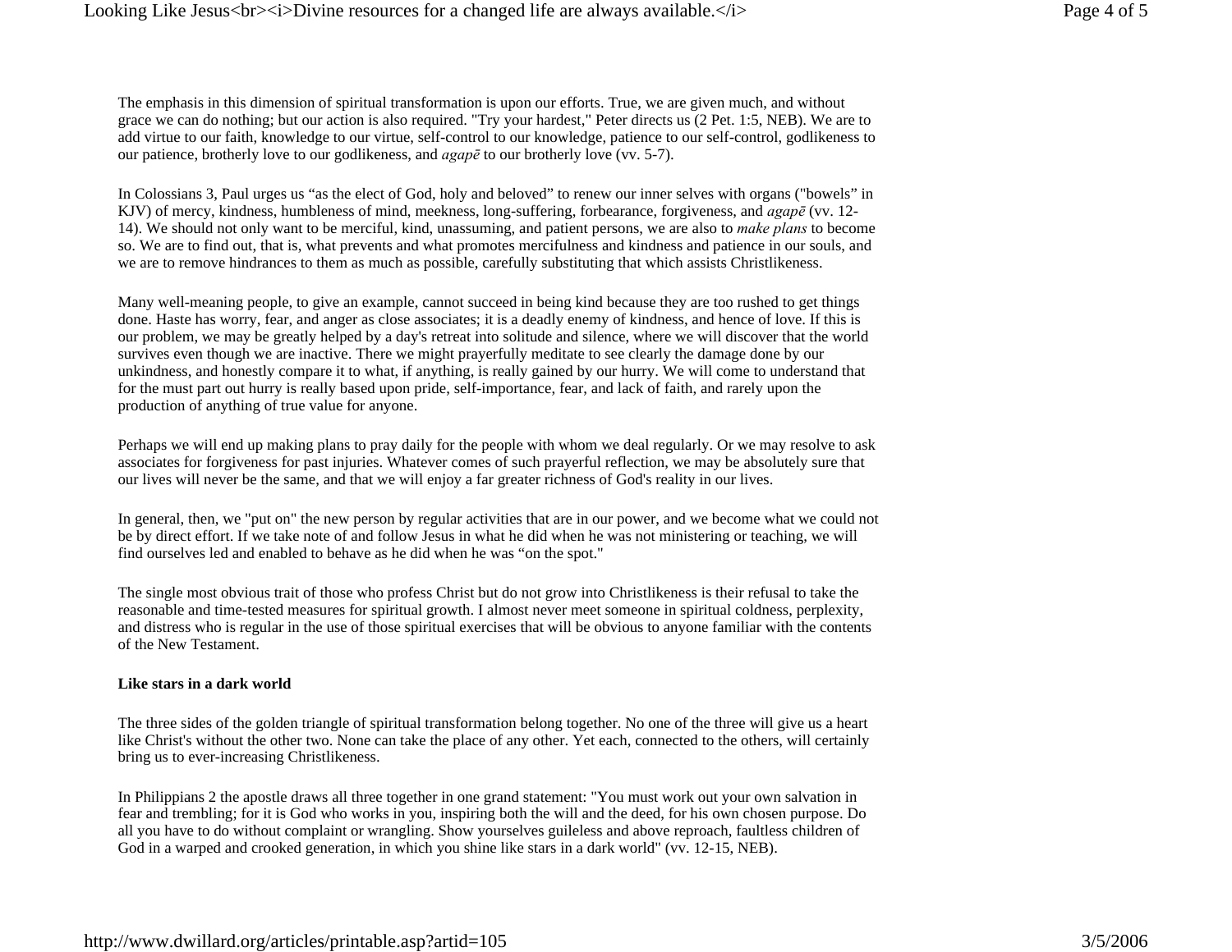The emphasis in this dimension of spiritual transformation is upon our efforts. True, we are given much, and without grace we can do nothing; but our action is also required. "Try your hardest," Peter directs us (2 Pet. 1:5, NEB). We are to add virtue to our faith, knowledge to our virtue, self-control to our knowledge, patience to our self-control, godlikeness to our patience, brotherly love to our godlikeness, and *agapē* to our brotherly love (vv. 5-7).

In Colossians 3, Paul urges us "as the elect of God, holy and beloved" to renew our inner selves with organs ("bowels" in KJV) of mercy, kindness, humbleness of mind, meekness, long-suffering, forbearance, forgiveness, and *agapē* (vv. 12-14). We should not only want to be merciful, kind, unassuming, and patient persons, we are also to *make plans* to become so. We are to find out, that is, what prevents and what promotes mercifulness and kindness and patience in our souls, and we are to remove hindrances to them as much as possible, carefully substituting that which assists Christlikeness.

Many well-meaning people, to give an example, cannot succeed in being kind because they are too rushed to get things done. Haste has worry, fear, and anger as close associates; it is a deadly enemy of kindness, and hence of love. If this is our problem, we may be greatly helped by a day's retreat into solitude and silence, where we will discover that the world survives even though we are inactive. There we might prayerfully meditate to see clearly the damage done by our unkindness, and honestly compare it to what, if anything, is really gained by our hurry. We will come to understand that for the must part out hurry is really based upon pride, self-importance, fear, and lack of faith, and rarely upon the production of anything of true value for anyone.

Perhaps we will end up making plans to pray daily for the people with whom we deal regularly. Or we may resolve to ask associates for forgiveness for past injuries. Whatever comes of such prayerful reflection, we may be absolutely sure that our lives will never be the same, and that we will enjoy a far greater richness of God's reality in our lives.

In general, then, we "put on" the new person by regular activities that are in our power, and we become what we could not be by direct effort. If we take note of and follow Jesus in what he did when he was not ministering or teaching, we will find ourselves led and enabled to behave as he did when he was "on the spot."

The single most obvious trait of those who profess Christ but do not grow into Christlikeness is their refusal to take the reasonable and time-tested measures for spiritual growth. I almost never meet someone in spiritual coldness, perplexity, and distress who is regular in the use of those spiritual exercises that will be obvious to anyone familiar with the contents of the New Testament.

**Like stars in a dark world**

The three sides of the golden triangle of spiritual transformation belong together. No one of the three will give us a heart like Christ's without the other two. None can take the place of any other. Yet each, connected to the others, will certainly bring us to ever-increasing Christlikeness.

In Philippians 2 the apostle draws all three together in one grand statement: "You must work out your own salvation in fear and trembling; for it is God who works in you, inspiring both the will and the deed, for his own chosen purpose. Do all you have to do without complaint or wrangling. Show yourselves guileless and above reproach, faultless children of God in a warped and crooked generation, in which you shine like stars in a dark world" (vv. 12-15, NEB).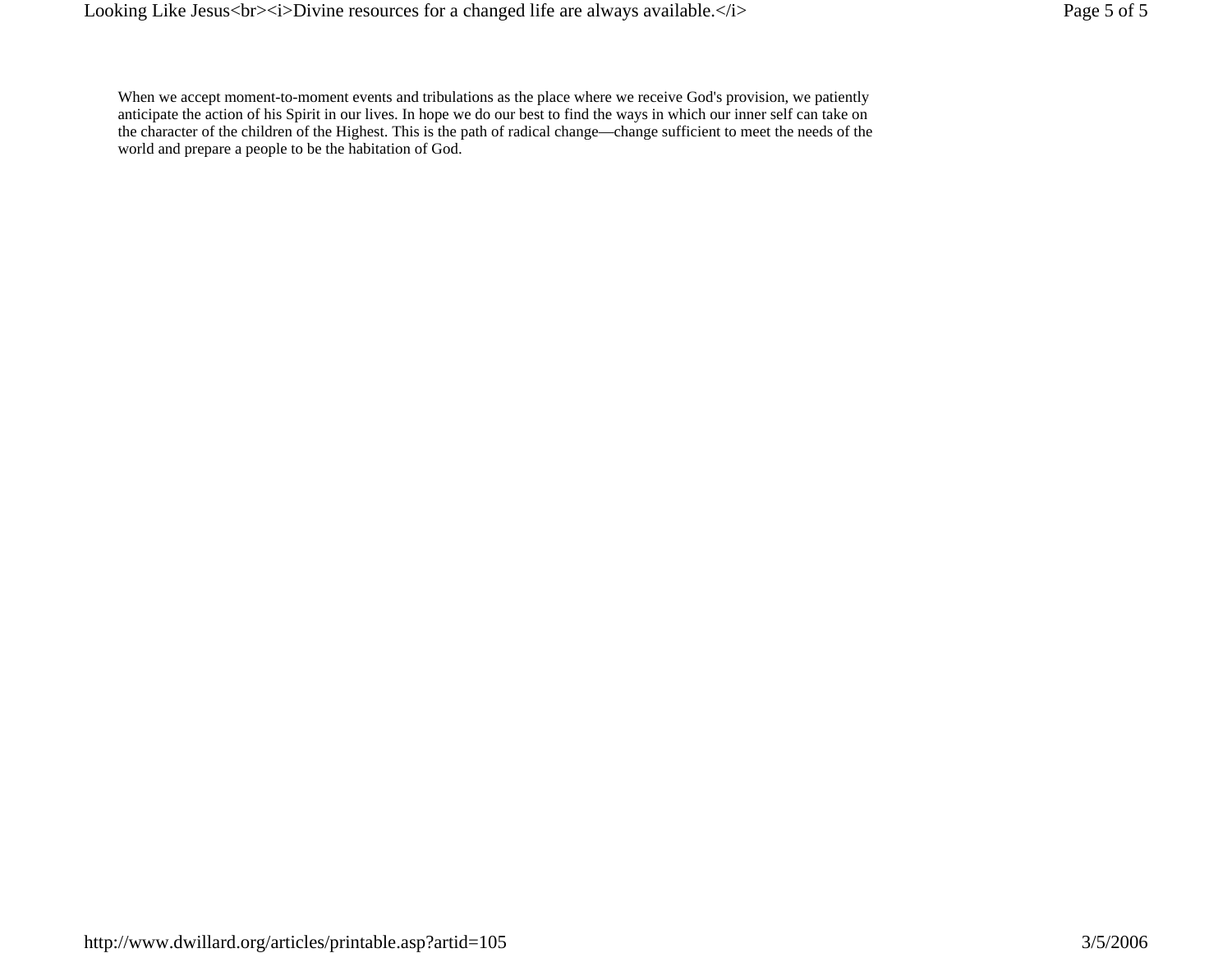When we accept moment-to-moment events and tribulations as the place where we receive God's provision, we patiently anticipate the action of his Spirit in our lives. In hope we do our best to find the ways in which our inner self can take on the character of the children of the Highest. This is the path of radical change—change sufficient to meet the needs of the world and prepare a people to be the habitation of God.